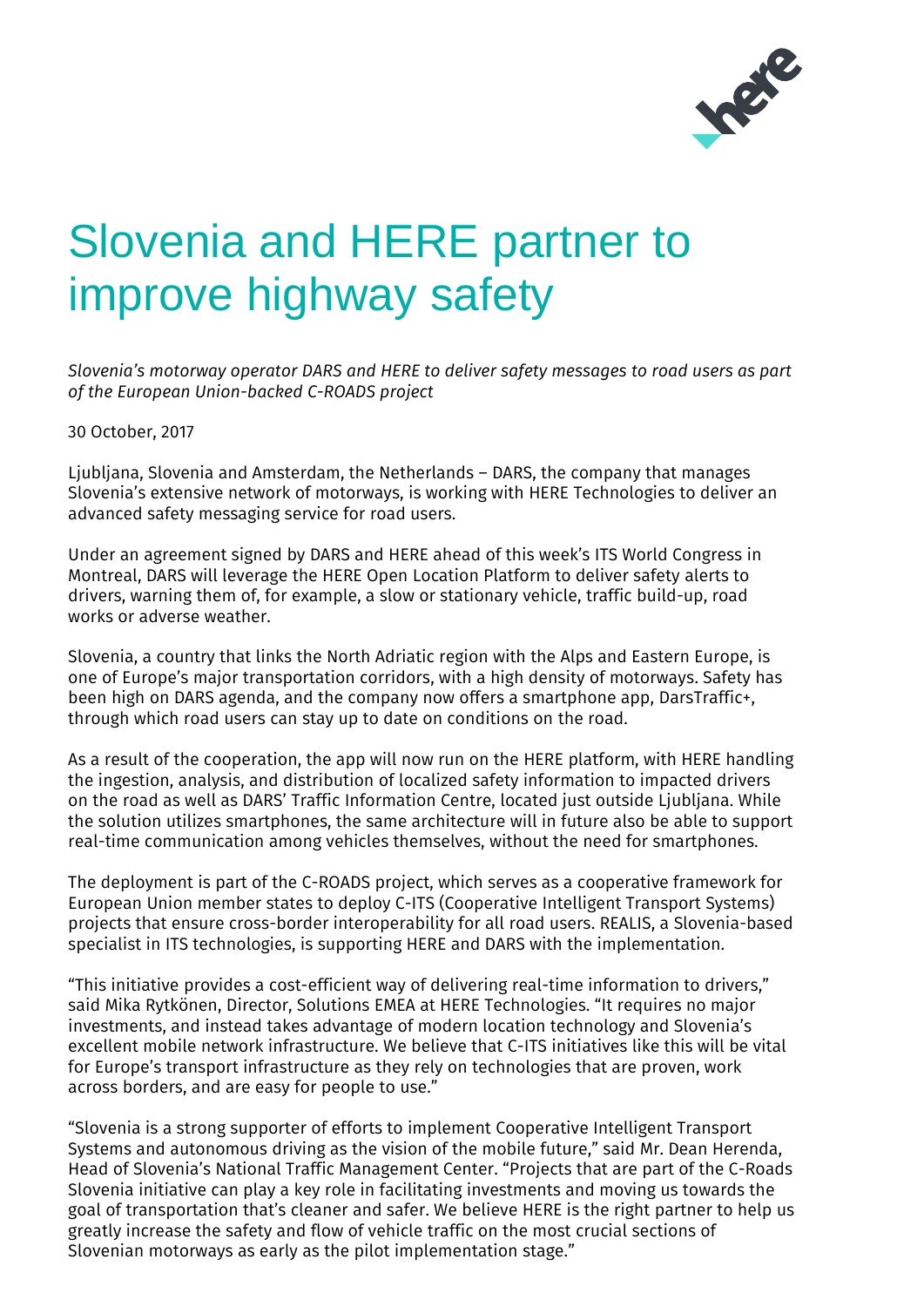# Slovenia and HERE partner to improve highway safety

*Slovenia's motorway operator DARS and HERE to deliver safety messages to road users as part of the European Union-backed C-ROADS project*

30 October, 2017

Ljubljana, Slovenia and Amsterdam, the Netherlands – DARS, the company that manages Slovenia's extensive network of motorways, is working with HERE Technologies to deliver an advanced safety messaging service for road users.

Under an agreement signed by DARS and HERE ahead of this week's ITS World Congress in Montreal, DARS will leverage the HERE Open Location Platform to deliver safety alerts to drivers, warning them of, for example, a slow or stationary vehicle, traffic build-up, road works or adverse weather.

Slovenia, a country that links the North Adriatic region with the Alps and Eastern Europe, is one of Europe's major transportation corridors, with a high density of motorways. Safety has been high on DARS agenda, and the company now offers a smartphone app, DarsTraffic+, through which road users can stay up to date on conditions on the road.

As a result of the cooperation, the app will now run on the HERE platform, with HERE handling the ingestion, analysis, and distribution of localized safety information to impacted drivers on the road as well as DARS' Traffic Information Centre, located just outside Ljubljana. While the solution utilizes smartphones, the same architecture will in future also be able to support real-time communication among vehicles themselves, without the need for smartphones.

The deployment is part of the C-ROADS project, which serves as a cooperative framework for European Union member states to deploy C-ITS (Cooperative Intelligent Transport Systems) projects that ensure cross-border interoperability for all road users. REALIS, a Slovenia-based specialist in ITS technologies, is supporting HERE and DARS with the implementation.

"This initiative provides a cost-efficient way of delivering real-time information to drivers," said Mika Rytkönen, Director, Solutions EMEA at HERE Technologies. "It requires no major investments, and instead takes advantage of modern location technology and Slovenia's excellent mobile network infrastructure. We believe that C-ITS initiatives like this will be vital for Europe's transport infrastructure as they rely on technologies that are proven, work across borders, and are easy for people to use."

"Slovenia is a strong supporter of efforts to implement Cooperative Intelligent Transport Systems and autonomous driving as the vision of the mobile future," said Mr. Dean Herenda, Head of Slovenia's National Traffic Management Center. "Projects that are part of the C-Roads Slovenia initiative can play a key role in facilitating investments and moving us towards the goal of transportation that's cleaner and safer. We believe HERE is the right partner to help us greatly increase the safety and flow of vehicle traffic on the most crucial sections of Slovenian motorways as early as the pilot implementation stage."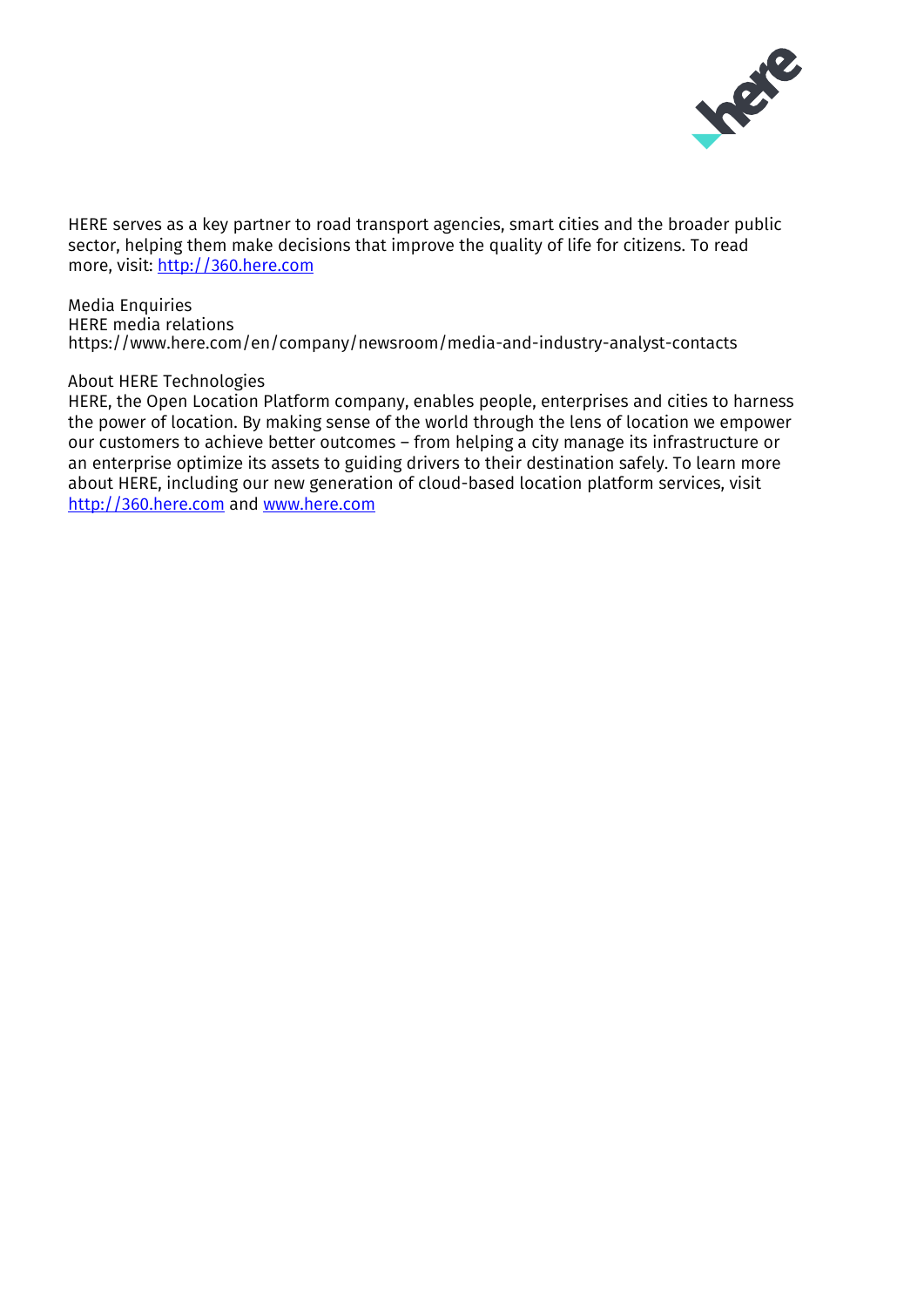HERE serves as a key partner to road transport agencies, smart cities and the broader public sector, helping them make decisions that improve the quality of life for citizens. To read more, visit: [http://360.here.com](http://360.here.com)

Media Enquiries
HERE media relations
https://www.here.com/en/company/newsroom/media-and-industry-analyst-contacts

About HERE Technologies
HERE, the Open Location Platform company, enables people, enterprises and cities to harness the power of location. By making sense of the world through the lens of location we empower our customers to achieve better outcomes – from helping a city manage its infrastructure or an enterprise optimize its assets to guiding drivers to their destination safely. To learn more about HERE, including our new generation of cloud-based location platform services, visit [http://360.here.com](http://360.here.com) and [www.here.com](www.here.com)